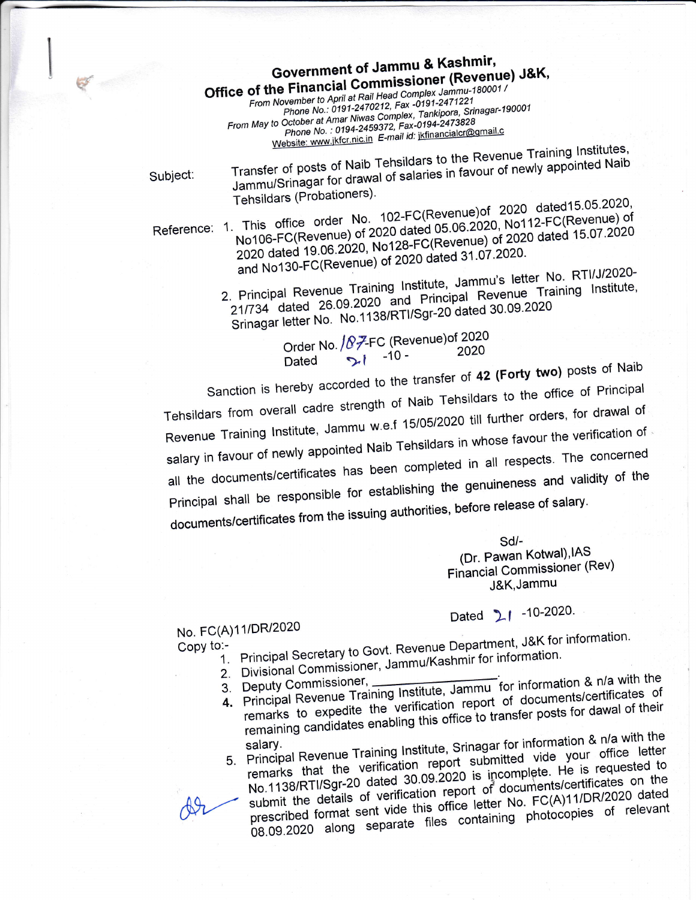# Government of Jammu & Kashmir,
## Office of the Financial Commissioner (Revenue) J&K,

From November to April at Rail Head Complex Jammu-180001 /
Phone No.: 0191-2470212, Fax -0191-2471221
From May to October at Amar Niwas Complex, Tankipora, Srinagar-190001
Phone No. : 0194-2459372, Fax-0194-2473828
Website: www.jkfcr.nic.in E-mail id: jkfinancialcr@gmail.c

**Subject:** Transfer of posts of Naib Tehsildars to the Revenue Training Institutes, Jammu/Srinagar for drawal of salaries in favour of newly appointed Naib Tehsildars (Probationers).

**Reference:**

1. This office order No. 102-FC(Revenue)of 2020 dated15.05.2020, No106-FC(Revenue) of 2020 dated 05.06.2020, No112-FC(Revenue) of 2020 dated 19.06.2020, No128-FC(Revenue) of 2020 dated 15.07.2020 and No130-FC(Revenue) of 2020 dated 31.07.2020.
2. Principal Revenue Training Institute, Jammu's letter No. RTI/J/2020-21/734 dated 26.09.2020 and Principal Revenue Training Institute, Srinagar letter No. No.1138/RTI/Sgr-20 dated 30.09.2020

Order No. 187-FC (Revenue)of 2020
Dated 21 -10- 2020

Sanction is hereby accorded to the transfer of **42 (Forty two)** posts of Naib Tehsildars from overall cadre strength of Naib Tehsildars to the office of Principal Revenue Training Institute, Jammu w.e.f 15/05/2020 till further orders, for drawal of salary in favour of newly appointed Naib Tehsildars in whose favour the verification of all the documents/certificates has been completed in all respects. The concerned Principal shall be responsible for establishing the genuineness and validity of the documents/certificates from the issuing authorities, before release of salary.

Sd/-
(Dr. Pawan Kotwal),IAS
Financial Commissioner (Rev)
J&K,Jammu

No. FC(A)11/DR/2020

Dated 21 -10-2020.

Copy to:-

1. Principal Secretary to Govt. Revenue Department, J&K for information.
2. Divisional Commissioner, Jammu/Kashmir for information.
3. Deputy Commissioner, ______________.
4. Principal Revenue Training Institute, Jammu for information & n/a with the remarks to expedite the verification report of documents/certificates of remaining candidates enabling this office to transfer posts for dawal of their salary.
5. Principal Revenue Training Institute, Srinagar for information & n/a with the remarks that the verification report submitted vide your office letter No.1138/RTI/Sgr-20 dated 30.09.2020 is incomplete. He is requested to submit the details of verification report of documents/certificates on the prescribed format sent vide this office letter No. FC(A)11/DR/2020 dated 08.09.2020 along separate files containing photocopies of relevant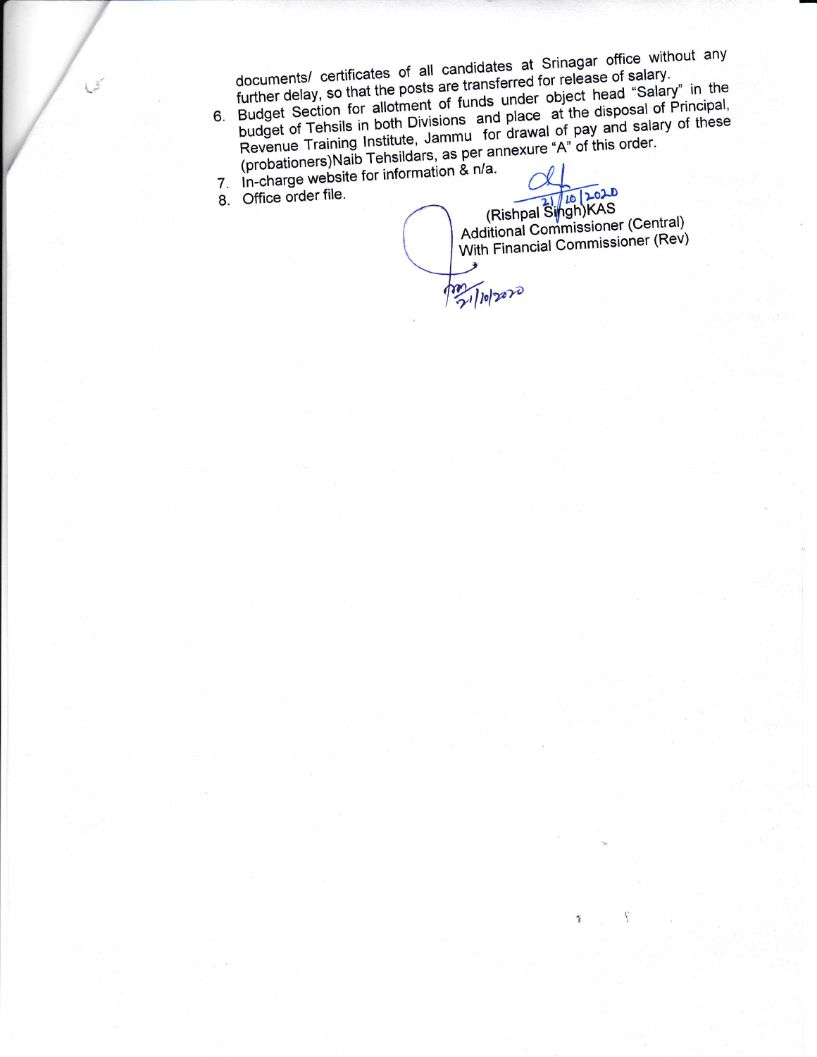documents/ certificates of all candidates at Srinagar office without any further delay, so that the posts are transferred for release of salary.

6. Budget Section for allotment of funds under object head "Salary" in the budget of Tehsils in both Divisions and place at the disposal of Principal, Revenue Training Institute, Jammu for drawal of pay and salary of these (probationers)Naib Tehsildars, as per annexure "A" of this order.
7. In-charge website for information & n/a.
8. Office order file.

21/10/2020

(Rishpal Singh)KAS
Additional Commissioner (Central)
With Financial Commissioner (Rev)

21/10/2020